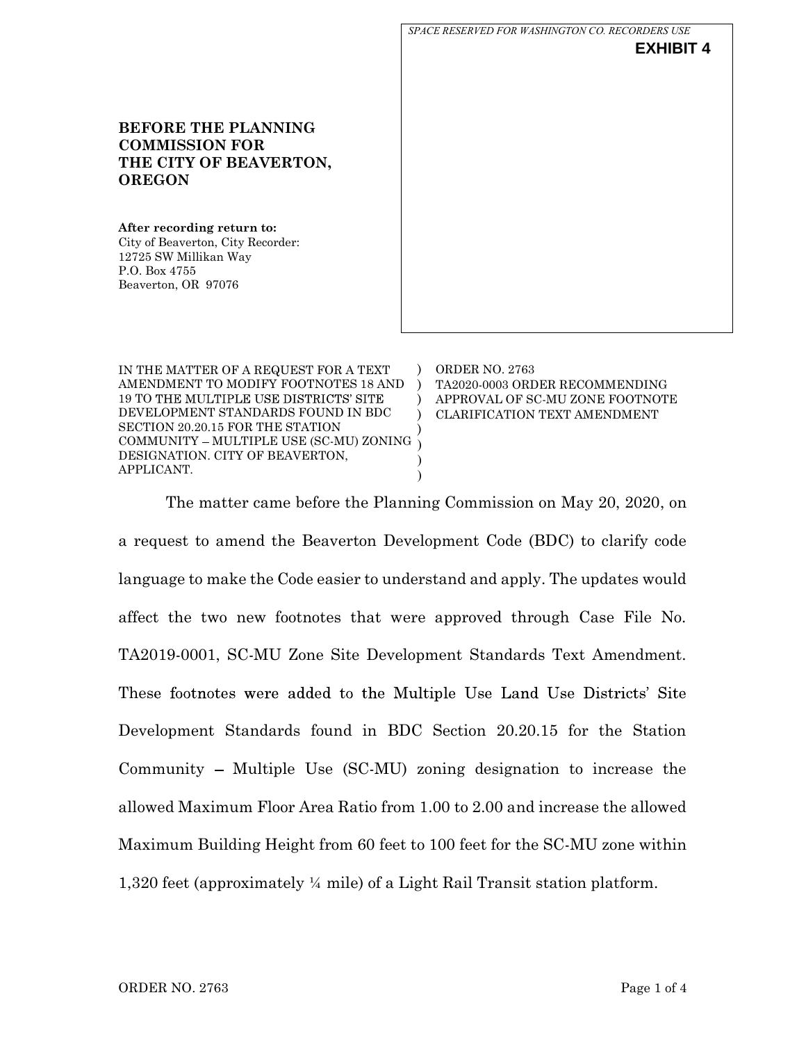SPACE RESERVED FOR WASHINGTON CO. RECORDERS USE

**EXHIBIT 4**

**BEFORE THE PLANNING COMMISSION FOR THE CITY OF BEAVERTON, OREGON**

**After recording return to:**
City of Beaverton, City Recorder:
12725 SW Millikan Way
P.O. Box 4755
Beaverton, OR 97076

| | | |
|---|---|---|
| IN THE MATTER OF A REQUEST FOR A TEXT AMENDMENT TO MODIFY FOOTNOTES 18 AND 19 TO THE MULTIPLE USE DISTRICTS' SITE DEVELOPMENT STANDARDS FOUND IN BDC SECTION 20.20.15 FOR THE STATION COMMUNITY – MULTIPLE USE (SC-MU) ZONING DESIGNATION. CITY OF BEAVERTON, APPLICANT. | ) | ORDER NO. 2763<br>TA2020-0003 ORDER RECOMMENDING APPROVAL OF SC-MU ZONE FOOTNOTE CLARIFICATION TEXT AMENDMENT |

The matter came before the Planning Commission on May 20, 2020, on a request to amend the Beaverton Development Code (BDC) to clarify code language to make the Code easier to understand and apply. The updates would affect the two new footnotes that were approved through Case File No. TA2019-0001, SC-MU Zone Site Development Standards Text Amendment. These footnotes were added to the Multiple Use Land Use Districts' Site Development Standards found in BDC Section 20.20.15 for the Station Community – Multiple Use (SC-MU) zoning designation to increase the allowed Maximum Floor Area Ratio from 1.00 to 2.00 and increase the allowed Maximum Building Height from 60 feet to 100 feet for the SC-MU zone within 1,320 feet (approximately ¼ mile) of a Light Rail Transit station platform.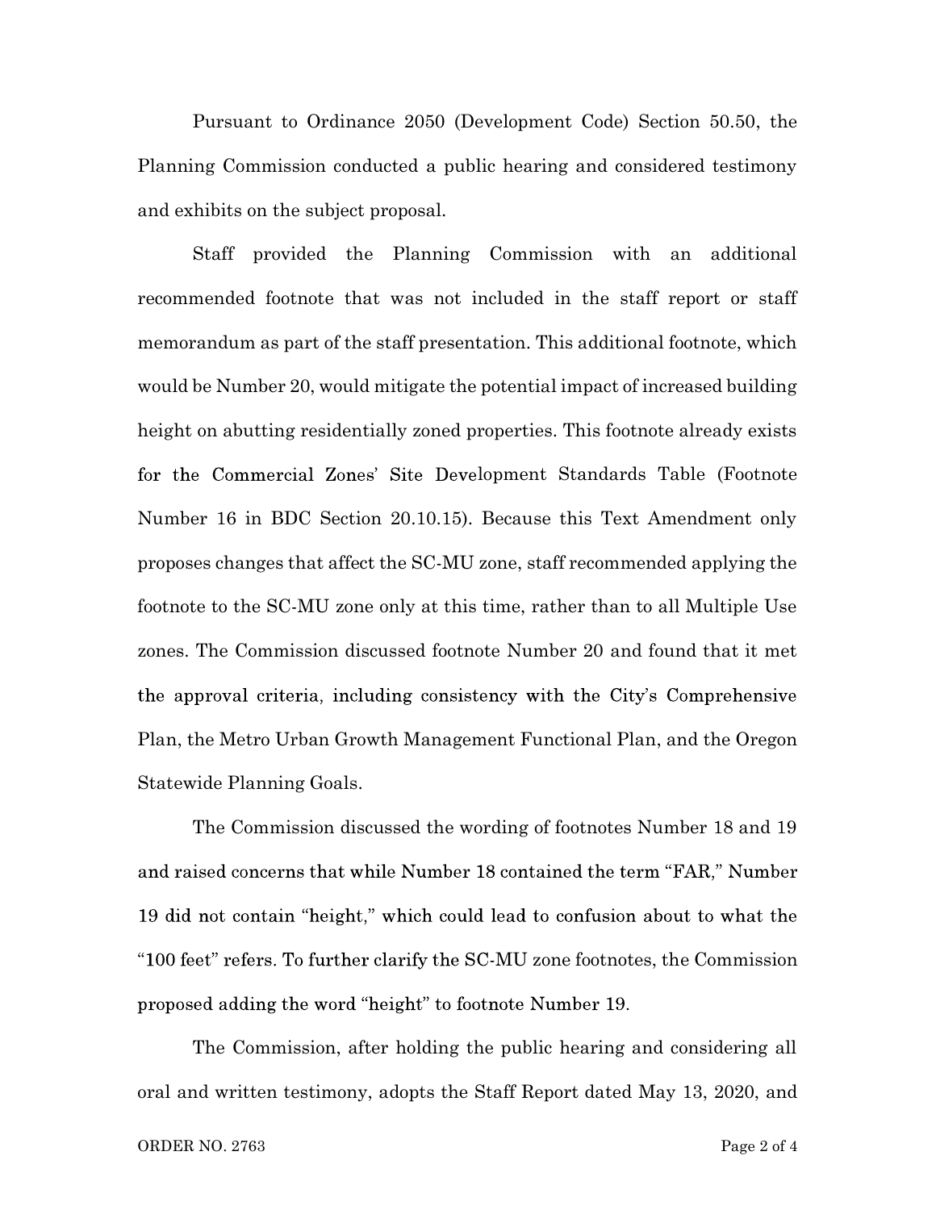Pursuant to Ordinance 2050 (Development Code) Section 50.50, the Planning Commission conducted a public hearing and considered testimony and exhibits on the subject proposal.

Staff provided the Planning Commission with an additional recommended footnote that was not included in the staff report or staff memorandum as part of the staff presentation. This additional footnote, which would be Number 20, would mitigate the potential impact of increased building height on abutting residentially zoned properties. This footnote already exists for the Commercial Zones' Site Development Standards Table (Footnote Number 16 in BDC Section 20.10.15). Because this Text Amendment only proposes changes that affect the SC-MU zone, staff recommended applying the footnote to the SC-MU zone only at this time, rather than to all Multiple Use zones. The Commission discussed footnote Number 20 and found that it met the approval criteria, including consistency with the City's Comprehensive Plan, the Metro Urban Growth Management Functional Plan, and the Oregon Statewide Planning Goals.

The Commission discussed the wording of footnotes Number 18 and 19 and raised concerns that while Number 18 contained the term "FAR," Number 19 did not contain "height," which could lead to confusion about to what the "100 feet" refers. To further clarify the SC-MU zone footnotes, the Commission proposed adding the word "height" to footnote Number 19.

The Commission, after holding the public hearing and considering all oral and written testimony, adopts the Staff Report dated May 13, 2020, and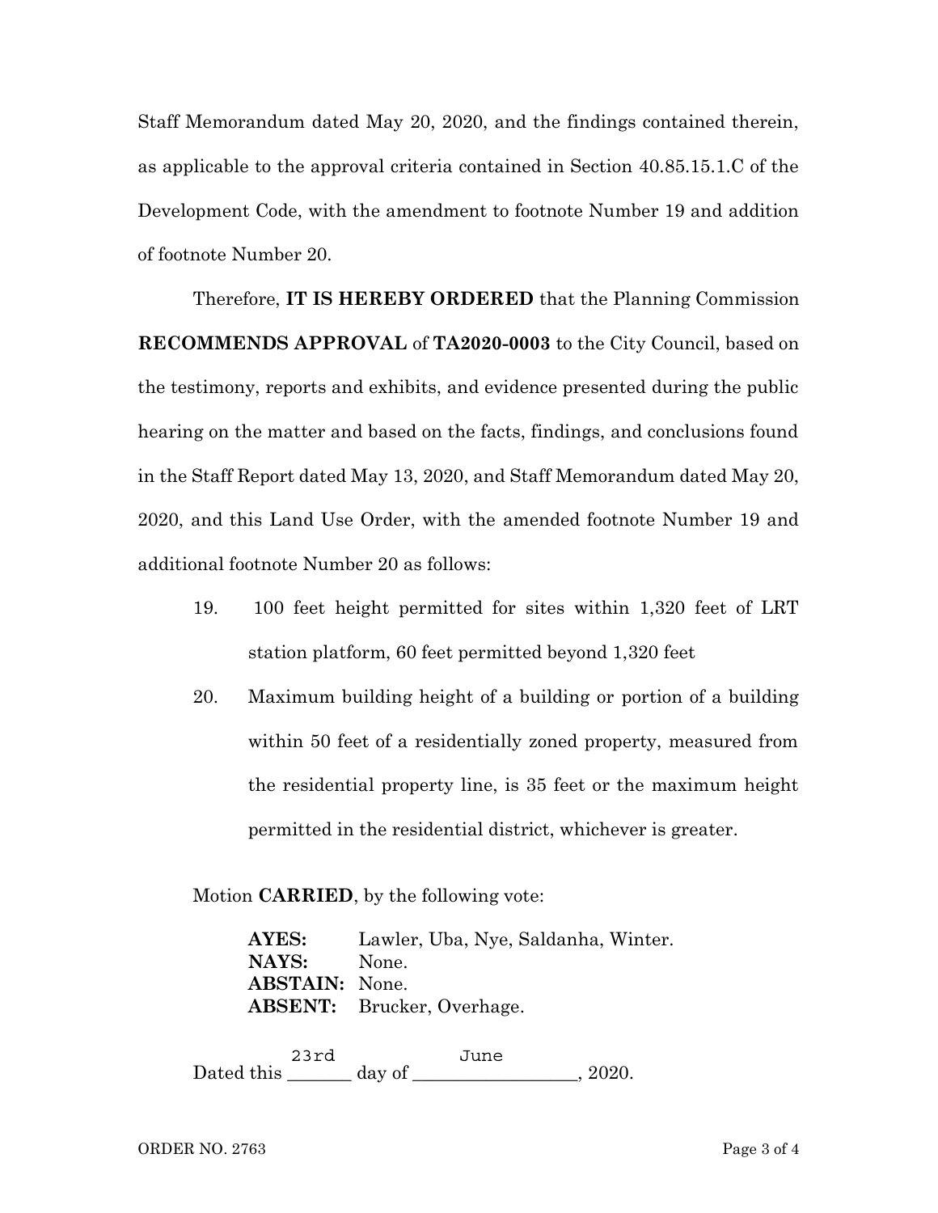Staff Memorandum dated May 20, 2020, and the findings contained therein, as applicable to the approval criteria contained in Section 40.85.15.1.C of the Development Code, with the amendment to footnote Number 19 and addition of footnote Number 20.

Therefore, **IT IS HEREBY ORDERED** that the Planning Commission **RECOMMENDS APPROVAL** of **TA2020-0003** to the City Council, based on the testimony, reports and exhibits, and evidence presented during the public hearing on the matter and based on the facts, findings, and conclusions found in the Staff Report dated May 13, 2020, and Staff Memorandum dated May 20, 2020, and this Land Use Order, with the amended footnote Number 19 and additional footnote Number 20 as follows:

19. 100 feet height permitted for sites within 1,320 feet of LRT station platform, 60 feet permitted beyond 1,320 feet

20. Maximum building height of a building or portion of a building within 50 feet of a residentially zoned property, measured from the residential property line, is 35 feet or the maximum height permitted in the residential district, whichever is greater.

Motion **CARRIED**, by the following vote:

**AYES:** Lawler, Uba, Nye, Saldanha, Winter.
**NAYS:** None.
**ABSTAIN:** None.
**ABSENT:** Brucker, Overhage.

Dated this 23rd day of June, 2020.

ORDER NO. 2763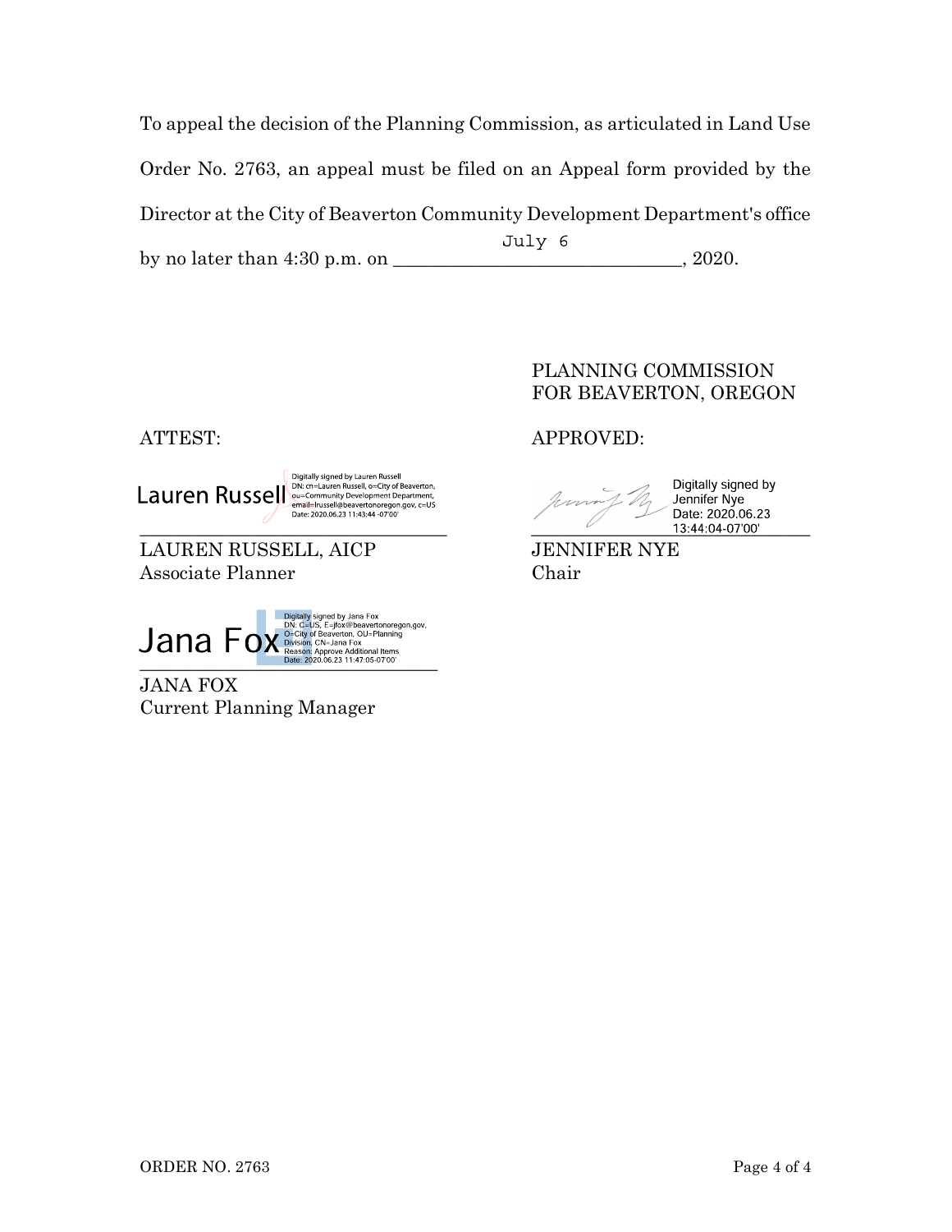To appeal the decision of the Planning Commission, as articulated in Land Use Order No. 2763, an appeal must be filed on an Appeal form provided by the Director at the City of Beaverton Community Development Department's office by no later than 4:30 p.m. on July 6, 2020.

PLANNING COMMISSION
FOR BEAVERTON, OREGON

ATTEST:

Lauren Russell
Digitally signed by Lauren Russell
DN: cn=Lauren Russell, o=City of Beaverton, ou=Community Development Department, email=lrussell@beavertonoregon.gov, c=US
Date: 2020.06.23 11:43:44 -07'00'

LAUREN RUSSELL, AICP
Associate Planner

Jana Fox
Digitally signed by Jana Fox
DN: C=US, E=jfox@beavertonoregon.gov, O=City of Beaverton, OU=Planning Division, CN=Jana Fox
Reason: Approve Additional Items
Date: 2020.06.23 11:47:05-07'00'

JANA FOX
Current Planning Manager

APPROVED:

Digitally signed by Jennifer Nye
Date: 2020.06.23 13:44:04-07'00'

JENNIFER NYE
Chair